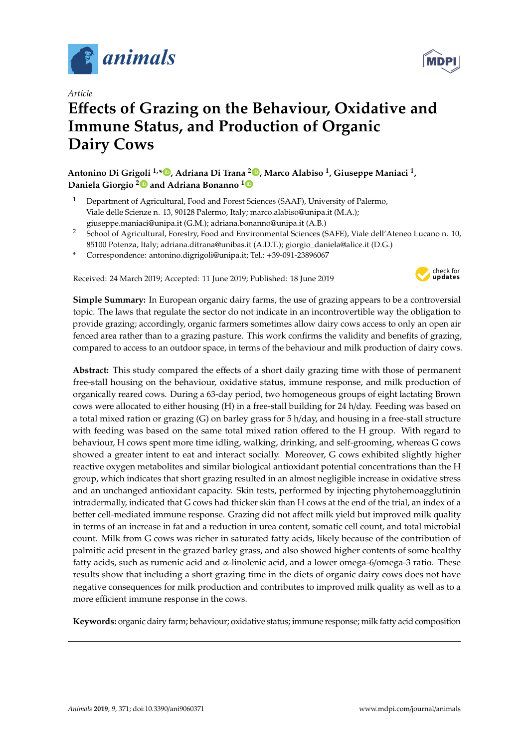*Article*

# Effects of Grazing on the Behaviour, Oxidative and Immune Status, and Production of Organic Dairy Cows

**Antonino Di Grigoli [1,*], Adriana Di Trana [2], Marco Alabiso [1], Giuseppe Maniaci [1], Daniela Giorgio [2] and Adriana Bonanno [1]**

[1] Department of Agricultural, Food and Forest Sciences (SAAF), University of Palermo, Viale delle Scienze n. 13, 90128 Palermo, Italy; marco.alabiso@unipa.it (M.A.); giuseppe.maniaci@unipa.it (G.M.); adriana.bonanno@unipa.it (A.B.)

[2] School of Agricultural, Forestry, Food and Environmental Sciences (SAFE), Viale dell'Ateneo Lucano n. 10, 85100 Potenza, Italy; adriana.ditrana@unibas.it (A.D.T.); giorgio_daniela@alice.it (D.G.)

\* Correspondence: antonino.digrigoli@unipa.it; Tel.: +39-091-23896067

Received: 24 March 2019; Accepted: 11 June 2019; Published: 18 June 2019

**Simple Summary:** In European organic dairy farms, the use of grazing appears to be a controversial topic. The laws that regulate the sector do not indicate in an incontrovertible way the obligation to provide grazing; accordingly, organic farmers sometimes allow dairy cows access to only an open air fenced area rather than to a grazing pasture. This work confirms the validity and benefits of grazing, compared to access to an outdoor space, in terms of the behaviour and milk production of dairy cows.

**Abstract:** This study compared the effects of a short daily grazing time with those of permanent free-stall housing on the behaviour, oxidative status, immune response, and milk production of organically reared cows. During a 63-day period, two homogeneous groups of eight lactating Brown cows were allocated to either housing (H) in a free-stall building for 24 h/day. Feeding was based on a total mixed ration or grazing (G) on barley grass for 5 h/day, and housing in a free-stall structure with feeding was based on the same total mixed ration offered to the H group. With regard to behaviour, H cows spent more time idling, walking, drinking, and self-grooming, whereas G cows showed a greater intent to eat and interact socially. Moreover, G cows exhibited slightly higher reactive oxygen metabolites and similar biological antioxidant potential concentrations than the H group, which indicates that short grazing resulted in an almost negligible increase in oxidative stress and an unchanged antioxidant capacity. Skin tests, performed by injecting phytohemoagglutinin intradermally, indicated that G cows had thicker skin than H cows at the end of the trial, an index of a better cell-mediated immune response. Grazing did not affect milk yield but improved milk quality in terms of an increase in fat and a reduction in urea content, somatic cell count, and total microbial count. Milk from G cows was richer in saturated fatty acids, likely because of the contribution of palmitic acid present in the grazed barley grass, and also showed higher contents of some healthy fatty acids, such as rumenic acid and α-linolenic acid, and a lower omega-6/omega-3 ratio. These results show that including a short grazing time in the diets of organic dairy cows does not have negative consequences for milk production and contributes to improved milk quality as well as to a more efficient immune response in the cows.

**Keywords:** organic dairy farm; behaviour; oxidative status; immune response; milk fatty acid composition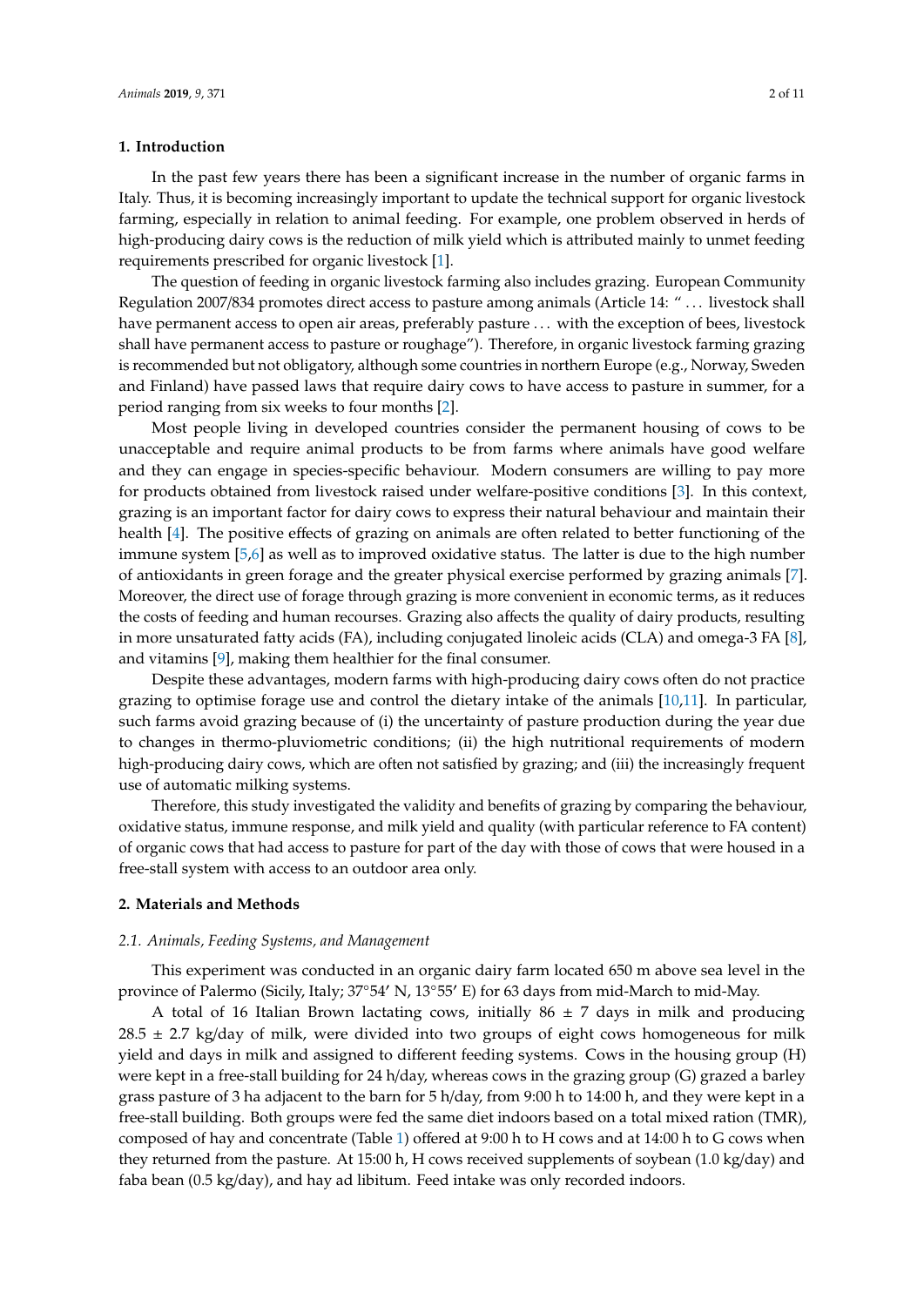## 1. Introduction

In the past few years there has been a significant increase in the number of organic farms in Italy. Thus, it is becoming increasingly important to update the technical support for organic livestock farming, especially in relation to animal feeding. For example, one problem observed in herds of high-producing dairy cows is the reduction of milk yield which is attributed mainly to unmet feeding requirements prescribed for organic livestock [1].

The question of feeding in organic livestock farming also includes grazing. European Community Regulation 2007/834 promotes direct access to pasture among animals (Article 14: " ... livestock shall have permanent access to open air areas, preferably pasture ... with the exception of bees, livestock shall have permanent access to pasture or roughage"). Therefore, in organic livestock farming grazing is recommended but not obligatory, although some countries in northern Europe (e.g., Norway, Sweden and Finland) have passed laws that require dairy cows to have access to pasture in summer, for a period ranging from six weeks to four months [2].

Most people living in developed countries consider the permanent housing of cows to be unacceptable and require animal products to be from farms where animals have good welfare and they can engage in species-specific behaviour. Modern consumers are willing to pay more for products obtained from livestock raised under welfare-positive conditions [3]. In this context, grazing is an important factor for dairy cows to express their natural behaviour and maintain their health [4]. The positive effects of grazing on animals are often related to better functioning of the immune system [5,6] as well as to improved oxidative status. The latter is due to the high number of antioxidants in green forage and the greater physical exercise performed by grazing animals [7]. Moreover, the direct use of forage through grazing is more convenient in economic terms, as it reduces the costs of feeding and human recourses. Grazing also affects the quality of dairy products, resulting in more unsaturated fatty acids (FA), including conjugated linoleic acids (CLA) and omega-3 FA [8], and vitamins [9], making them healthier for the final consumer.

Despite these advantages, modern farms with high-producing dairy cows often do not practice grazing to optimise forage use and control the dietary intake of the animals [10,11]. In particular, such farms avoid grazing because of (i) the uncertainty of pasture production during the year due to changes in thermo-pluviometric conditions; (ii) the high nutritional requirements of modern high-producing dairy cows, which are often not satisfied by grazing; and (iii) the increasingly frequent use of automatic milking systems.

Therefore, this study investigated the validity and benefits of grazing by comparing the behaviour, oxidative status, immune response, and milk yield and quality (with particular reference to FA content) of organic cows that had access to pasture for part of the day with those of cows that were housed in a free-stall system with access to an outdoor area only.

## 2. Materials and Methods

### 2.1. Animals, Feeding Systems, and Management

This experiment was conducted in an organic dairy farm located 650 m above sea level in the province of Palermo (Sicily, Italy; 37°54′ N, 13°55′ E) for 63 days from mid-March to mid-May.

A total of 16 Italian Brown lactating cows, initially 86 ± 7 days in milk and producing 28.5 ± 2.7 kg/day of milk, were divided into two groups of eight cows homogeneous for milk yield and days in milk and assigned to different feeding systems. Cows in the housing group (H) were kept in a free-stall building for 24 h/day, whereas cows in the grazing group (G) grazed a barley grass pasture of 3 ha adjacent to the barn for 5 h/day, from 9:00 h to 14:00 h, and they were kept in a free-stall building. Both groups were fed the same diet indoors based on a total mixed ration (TMR), composed of hay and concentrate (Table 1) offered at 9:00 h to H cows and at 14:00 h to G cows when they returned from the pasture. At 15:00 h, H cows received supplements of soybean (1.0 kg/day) and faba bean (0.5 kg/day), and hay ad libitum. Feed intake was only recorded indoors.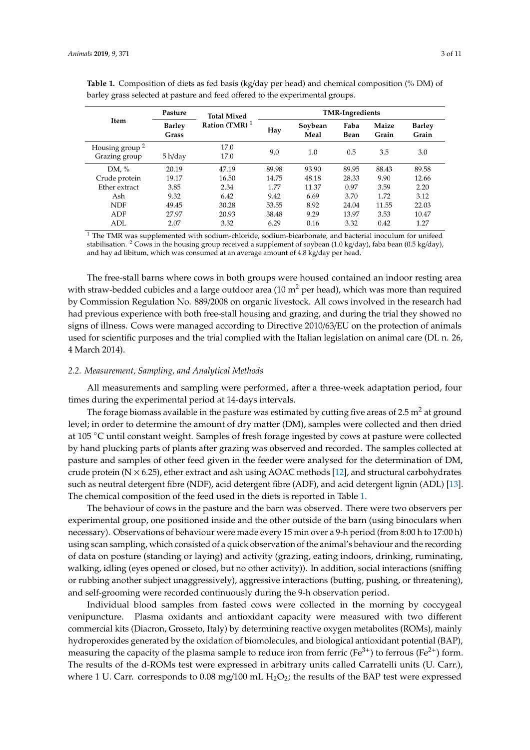**Table 1.** Composition of diets as fed basis (kg/day per head) and chemical composition (% DM) of barley grass selected at pasture and feed offered to the experimental groups.

| Item | Pasture | Total Mixed Ration (TMR) [1] | TMR-Ingredients | | | | |
|---|---|---|---|---|---|---|---|
| | Barley Grass | | Hay | Soybean Meal | Faba Bean | Maize Grain | Barley Grain |
| Housing group [2] | | 17.0 | 9.0 | 1.0 | 0.5 | 3.5 | 3.0 |
| Grazing group | 5 h/day | 17.0 | | | | | |
| DM, % | 20.19 | 47.19 | 89.98 | 93.90 | 89.95 | 88.43 | 89.58 |
| Crude protein | 19.17 | 16.50 | 14.75 | 48.18 | 28.33 | 9.90 | 12.66 |
| Ether extract | 3.85 | 2.34 | 1.77 | 11.37 | 0.97 | 3.59 | 2.20 |
| Ash | 9.32 | 6.42 | 9.42 | 6.69 | 3.70 | 1.72 | 3.12 |
| NDF | 49.45 | 30.28 | 53.55 | 8.92 | 24.04 | 11.55 | 22.03 |
| ADF | 27.97 | 20.93 | 38.48 | 9.29 | 13.97 | 3.53 | 10.47 |
| ADL | 2.07 | 3.32 | 6.29 | 0.16 | 3.32 | 0.42 | 1.27 |

[1] The TMR was supplemented with sodium-chloride, sodium-bicarbonate, and bacterial inoculum for unifeed stabilisation. [2] Cows in the housing group received a supplement of soybean (1.0 kg/day), faba bean (0.5 kg/day), and hay ad libitum, which was consumed at an average amount of 4.8 kg/day per head.

The free-stall barns where cows in both groups were housed contained an indoor resting area with straw-bedded cubicles and a large outdoor area (10 $m^2$ per head), which was more than required by Commission Regulation No. 889/2008 on organic livestock. All cows involved in the research had had previous experience with both free-stall housing and grazing, and during the trial they showed no signs of illness. Cows were managed according to Directive 2010/63/EU on the protection of animals used for scientific purposes and the trial complied with the Italian legislation on animal care (DL n. 26, 4 March 2014).

### 2.2. Measurement, Sampling, and Analytical Methods

All measurements and sampling were performed, after a three-week adaptation period, four times during the experimental period at 14-days intervals.

The forage biomass available in the pasture was estimated by cutting five areas of 2.5 $m^2$ at ground level; in order to determine the amount of dry matter (DM), samples were collected and then dried at 105 °C until constant weight. Samples of fresh forage ingested by cows at pasture were collected by hand plucking parts of plants after grazing was observed and recorded. The samples collected at pasture and samples of other feed given in the feeder were analysed for the determination of DM, crude protein (N × 6.25), ether extract and ash using AOAC methods [12], and structural carbohydrates such as neutral detergent fibre (NDF), acid detergent fibre (ADF), and acid detergent lignin (ADL) [13]. The chemical composition of the feed used in the diets is reported in Table 1.

The behaviour of cows in the pasture and the barn was observed. There were two observers per experimental group, one positioned inside and the other outside of the barn (using binoculars when necessary). Observations of behaviour were made every 15 min over a 9-h period (from 8:00 h to 17:00 h) using scan sampling, which consisted of a quick observation of the animal's behaviour and the recording of data on posture (standing or laying) and activity (grazing, eating indoors, drinking, ruminating, walking, idling (eyes opened or closed, but no other activity)). In addition, social interactions (sniffing or rubbing another subject unaggressively), aggressive interactions (butting, pushing, or threatening), and self-grooming were recorded continuously during the 9-h observation period.

Individual blood samples from fasted cows were collected in the morning by coccygeal venipuncture. Plasma oxidants and antioxidant capacity were measured with two different commercial kits (Diacron, Grosseto, Italy) by determining reactive oxygen metabolites (ROMs), mainly hydroperoxides generated by the oxidation of biomolecules, and biological antioxidant potential (BAP), measuring the capacity of the plasma sample to reduce iron from ferric ($Fe^{3+}$) to ferrous ($Fe^{2+}$) form. The results of the d-ROMs test were expressed in arbitrary units called Carratelli units (U. Carr.), where 1 U. Carr. corresponds to 0.08 mg/100 mL $H_2O_2$; the results of the BAP test were expressed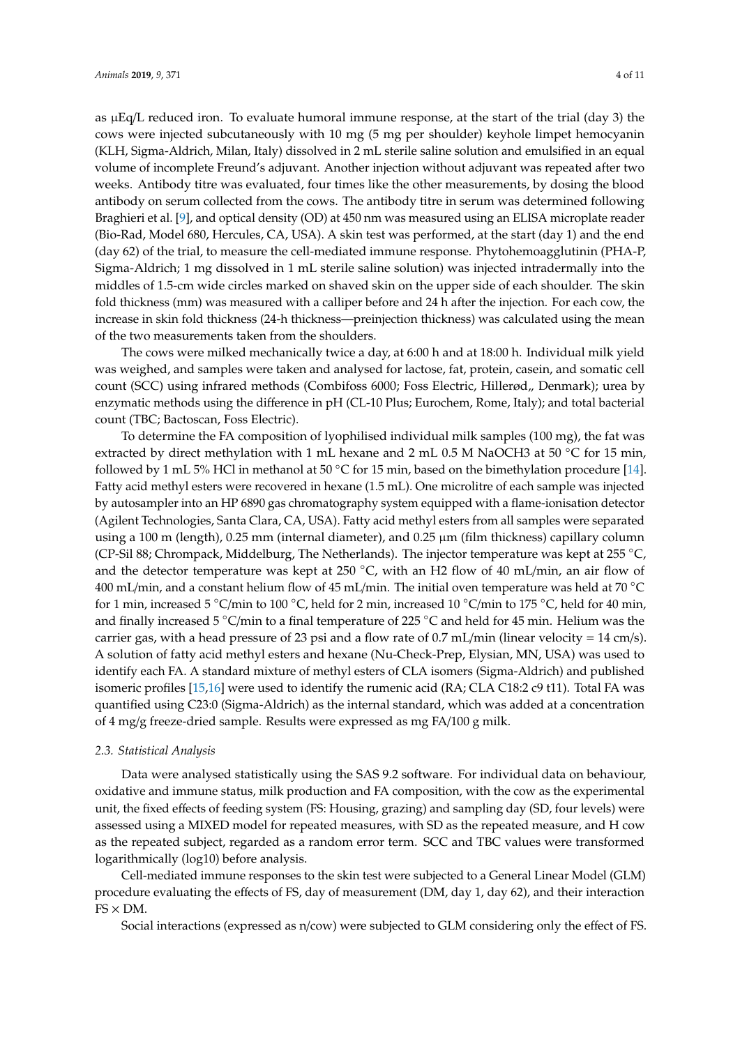as μEq/L reduced iron. To evaluate humoral immune response, at the start of the trial (day 3) the cows were injected subcutaneously with 10 mg (5 mg per shoulder) keyhole limpet hemocyanin (KLH, Sigma-Aldrich, Milan, Italy) dissolved in 2 mL sterile saline solution and emulsified in an equal volume of incomplete Freund's adjuvant. Another injection without adjuvant was repeated after two weeks. Antibody titre was evaluated, four times like the other measurements, by dosing the blood antibody on serum collected from the cows. The antibody titre in serum was determined following Braghieri et al. [9], and optical density (OD) at 450 nm was measured using an ELISA microplate reader (Bio-Rad, Model 680, Hercules, CA, USA). A skin test was performed, at the start (day 1) and the end (day 62) of the trial, to measure the cell-mediated immune response. Phytohemoagglutinin (PHA-P, Sigma-Aldrich; 1 mg dissolved in 1 mL sterile saline solution) was injected intradermally into the middles of 1.5-cm wide circles marked on shaved skin on the upper side of each shoulder. The skin fold thickness (mm) was measured with a calliper before and 24 h after the injection. For each cow, the increase in skin fold thickness (24-h thickness—preinjection thickness) was calculated using the mean of the two measurements taken from the shoulders.

The cows were milked mechanically twice a day, at 6:00 h and at 18:00 h. Individual milk yield was weighed, and samples were taken and analysed for lactose, fat, protein, casein, and somatic cell count (SCC) using infrared methods (Combifoss 6000; Foss Electric, Hillerød,, Denmark); urea by enzymatic methods using the difference in pH (CL-10 Plus; Eurochem, Rome, Italy); and total bacterial count (TBC; Bactoscan, Foss Electric).

To determine the FA composition of lyophilised individual milk samples (100 mg), the fat was extracted by direct methylation with 1 mL hexane and 2 mL 0.5 M $NaOCH_3$ at 50 °C for 15 min, followed by 1 mL 5% HCl in methanol at 50 °C for 15 min, based on the bimethylation procedure [14]. Fatty acid methyl esters were recovered in hexane (1.5 mL). One microlitre of each sample was injected by autosampler into an HP 6890 gas chromatography system equipped with a flame-ionisation detector (Agilent Technologies, Santa Clara, CA, USA). Fatty acid methyl esters from all samples were separated using a 100 m (length), 0.25 mm (internal diameter), and 0.25 μm (film thickness) capillary column (CP-Sil 88; Chrompack, Middelburg, The Netherlands). The injector temperature was kept at 255 °C, and the detector temperature was kept at 250 °C, with an $H_2$ flow of 40 mL/min, an air flow of 400 mL/min, and a constant helium flow of 45 mL/min. The initial oven temperature was held at 70 °C for 1 min, increased 5 °C/min to 100 °C, held for 2 min, increased 10 °C/min to 175 °C, held for 40 min, and finally increased 5 °C/min to a final temperature of 225 °C and held for 45 min. Helium was the carrier gas, with a head pressure of 23 psi and a flow rate of 0.7 mL/min (linear velocity = 14 cm/s). A solution of fatty acid methyl esters and hexane (Nu-Check-Prep, Elysian, MN, USA) was used to identify each FA. A standard mixture of methyl esters of CLA isomers (Sigma-Aldrich) and published isomeric profiles [15,16] were used to identify the rumenic acid (RA; CLA C18:2 c9 t11). Total FA was quantified using C23:0 (Sigma-Aldrich) as the internal standard, which was added at a concentration of 4 mg/g freeze-dried sample. Results were expressed as mg FA/100 g milk.

### 2.3. Statistical Analysis

Data were analysed statistically using the SAS 9.2 software. For individual data on behaviour, oxidative and immune status, milk production and FA composition, with the cow as the experimental unit, the fixed effects of feeding system (FS: Housing, grazing) and sampling day (SD, four levels) were assessed using a MIXED model for repeated measures, with SD as the repeated measure, and H cow as the repeated subject, regarded as a random error term. SCC and TBC values were transformed logarithmically (log10) before analysis.

Cell-mediated immune responses to the skin test were subjected to a General Linear Model (GLM) procedure evaluating the effects of FS, day of measurement (DM, day 1, day 62), and their interaction FS × DM.

Social interactions (expressed as n/cow) were subjected to GLM considering only the effect of FS.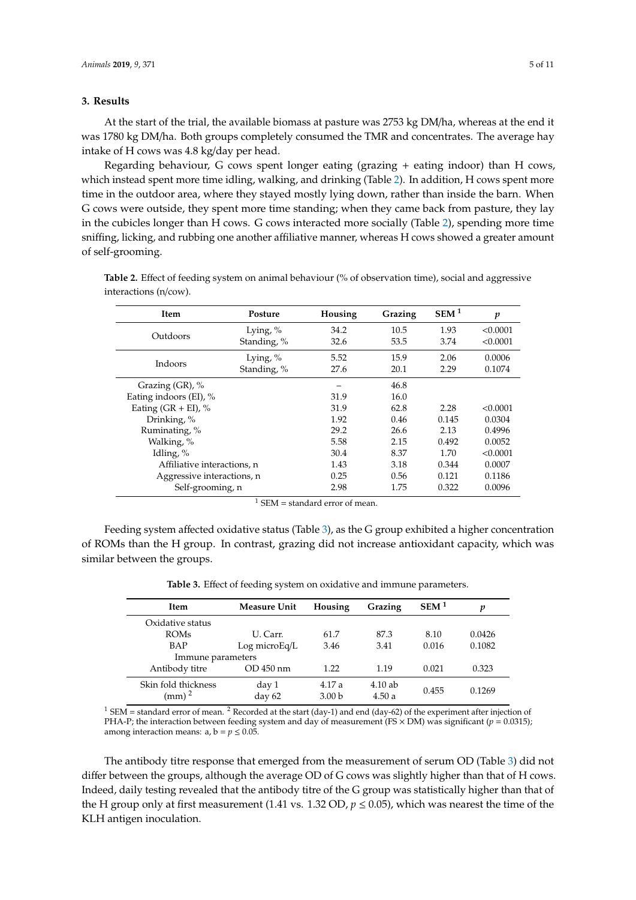## 3. Results

At the start of the trial, the available biomass at pasture was 2753 kg DM/ha, whereas at the end it was 1780 kg DM/ha. Both groups completely consumed the TMR and concentrates. The average hay intake of H cows was 4.8 kg/day per head.

Regarding behaviour, G cows spent longer eating (grazing + eating indoor) than H cows, which instead spent more time idling, walking, and drinking (Table 2). In addition, H cows spent more time in the outdoor area, where they stayed mostly lying down, rather than inside the barn. When G cows were outside, they spent more time standing; when they came back from pasture, they lay in the cubicles longer than H cows. G cows interacted more socially (Table 2), spending more time sniffing, licking, and rubbing one another affiliative manner, whereas H cows showed a greater amount of self-grooming.

**Table 2.** Effect of feeding system on animal behaviour (% of observation time), social and aggressive interactions (n/cow).

| Item | Posture | Housing | Grazing | SEM [1] | *p* |
|---|---|---|---|---|---|
| Outdoors | Lying, % | 34.2 | 10.5 | 1.93 | <0.0001 |
| | Standing, % | 32.6 | 53.5 | 3.74 | <0.0001 |
| Indoors | Lying, % | 5.52 | 15.9 | 2.06 | 0.0006 |
| | Standing, % | 27.6 | 20.1 | 2.29 | 0.1074 |
| Grazing (GR), % | | – | 46.8 | | |
| Eating indoors (EI), % | | 31.9 | 16.0 | | |
| Eating (GR + EI), % | | 31.9 | 62.8 | 2.28 | <0.0001 |
| Drinking, % | | 1.92 | 0.46 | 0.145 | 0.0304 |
| Ruminating, % | | 29.2 | 26.6 | 2.13 | 0.4996 |
| Walking, % | | 5.58 | 2.15 | 0.492 | 0.0052 |
| Idling, % | | 30.4 | 8.37 | 1.70 | <0.0001 |
| Affiliative interactions, n | | 1.43 | 3.18 | 0.344 | 0.0007 |
| Aggressive interactions, n | | 0.25 | 0.56 | 0.121 | 0.1186 |
| Self-grooming, n | | 2.98 | 1.75 | 0.322 | 0.0096 |

[1] SEM = standard error of mean.

Feeding system affected oxidative status (Table 3), as the G group exhibited a higher concentration of ROMs than the H group. In contrast, grazing did not increase antioxidant capacity, which was similar between the groups.

**Table 3.** Effect of feeding system on oxidative and immune parameters.

| Item | Measure Unit | Housing | Grazing | SEM [1] | *p* |
|---|---|---|---|---|---|
| Oxidative status | | | | | |
| ROMs | U. Carr. | 61.7 | 87.3 | 8.10 | 0.0426 |
| BAP | Log microEq/L | 3.46 | 3.41 | 0.016 | 0.1082 |
| Immune parameters | | | | | |
| Antibody titre | OD 450 nm | 1.22 | 1.19 | 0.021 | 0.323 |
| Skin fold thickness (mm) [2] | day 1 | 4.17 a | 4.10 ab | 0.455 | 0.1269 |
| | day 62 | 3.00 b | 4.50 a | | |

[1] SEM = standard error of mean. [2] Recorded at the start (day-1) and end (day-62) of the experiment after injection of PHA-P; the interaction between feeding system and day of measurement (FS × DM) was significant ($p = 0.0315$); among interaction means: a, b = $p \leq 0.05$.

The antibody titre response that emerged from the measurement of serum OD (Table 3) did not differ between the groups, although the average OD of G cows was slightly higher than that of H cows. Indeed, daily testing revealed that the antibody titre of the G group was statistically higher than that of the H group only at first measurement (1.41 vs. 1.32 OD, $p \leq 0.05$), which was nearest the time of the KLH antigen inoculation.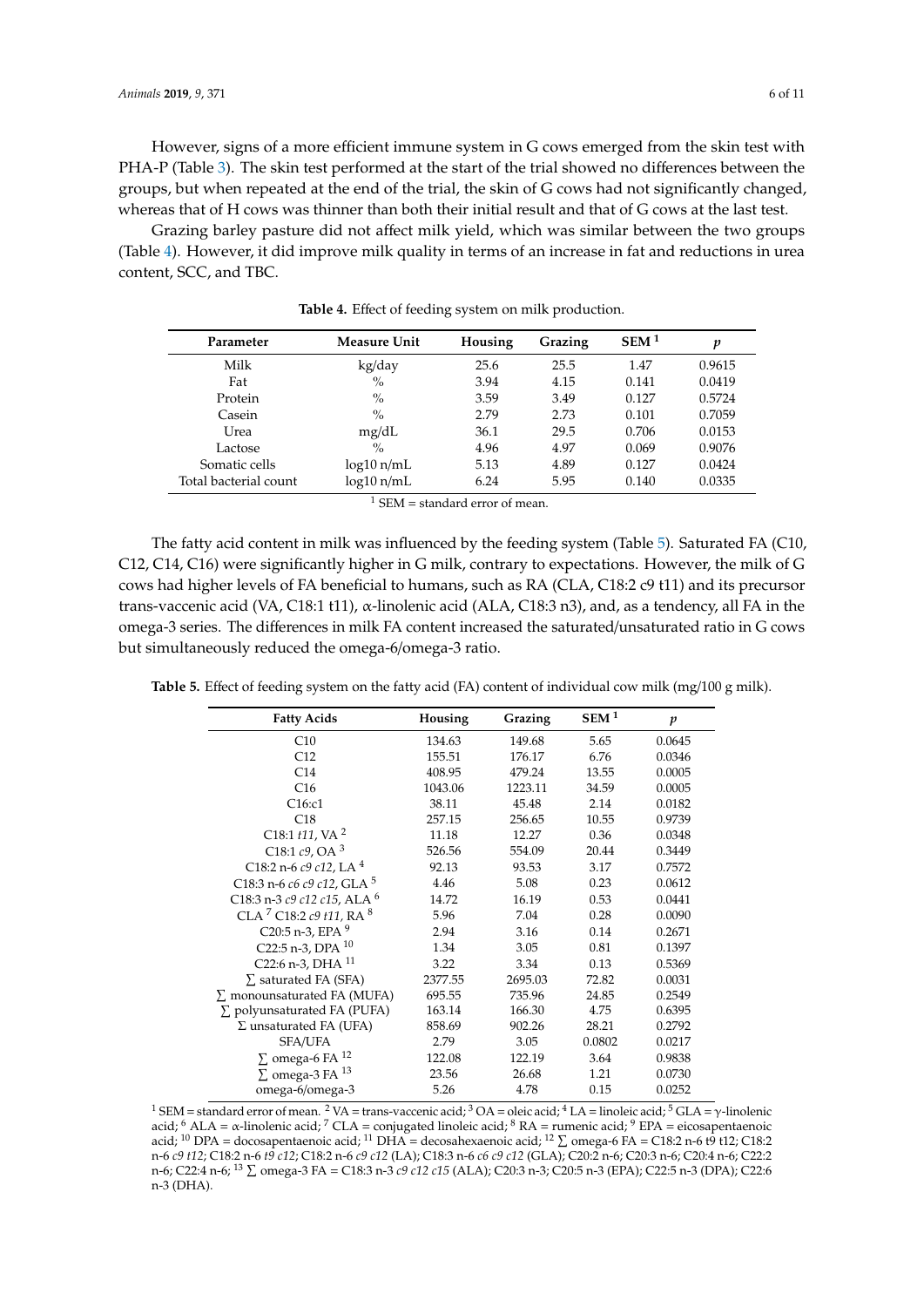However, signs of a more efficient immune system in G cows emerged from the skin test with PHA-P (Table 3). The skin test performed at the start of the trial showed no differences between the groups, but when repeated at the end of the trial, the skin of G cows had not significantly changed, whereas that of H cows was thinner than both their initial result and that of G cows at the last test.

Grazing barley pasture did not affect milk yield, which was similar between the two groups (Table 4). However, it did improve milk quality in terms of an increase in fat and reductions in urea content, SCC, and TBC.

**Table 4.** Effect of feeding system on milk production.

| Parameter | Measure Unit | Housing | Grazing | SEM [1] | *p* |
|---|---|---|---|---|---|
| Milk | kg/day | 25.6 | 25.5 | 1.47 | 0.9615 |
| Fat | % | 3.94 | 4.15 | 0.141 | 0.0419 |
| Protein | % | 3.59 | 3.49 | 0.127 | 0.5724 |
| Casein | % | 2.79 | 2.73 | 0.101 | 0.7059 |
| Urea | mg/dL | 36.1 | 29.5 | 0.706 | 0.0153 |
| Lactose | % | 4.96 | 4.97 | 0.069 | 0.9076 |
| Somatic cells | log10 n/mL | 5.13 | 4.89 | 0.127 | 0.0424 |
| Total bacterial count | log10 n/mL | 6.24 | 5.95 | 0.140 | 0.0335 |

[1] SEM = standard error of mean.

The fatty acid content in milk was influenced by the feeding system (Table 5). Saturated FA (C10, C12, C14, C16) were significantly higher in G milk, contrary to expectations. However, the milk of G cows had higher levels of FA beneficial to humans, such as RA (CLA, C18:2 c9 t11) and its precursor trans-vaccenic acid (VA, C18:1 t11), α-linolenic acid (ALA, C18:3 n3), and, as a tendency, all FA in the omega-3 series. The differences in milk FA content increased the saturated/unsaturated ratio in G cows but simultaneously reduced the omega-6/omega-3 ratio.

**Table 5.** Effect of feeding system on the fatty acid (FA) content of individual cow milk (mg/100 g milk).

| Fatty Acids | Housing | Grazing | SEM [1] | *p* |
|---|---|---|---|---|
| C10 | 134.63 | 149.68 | 5.65 | 0.0645 |
| C12 | 155.51 | 176.17 | 6.76 | 0.0346 |
| C14 | 408.95 | 479.24 | 13.55 | 0.0005 |
| C16 | 1043.06 | 1223.11 | 34.59 | 0.0005 |
| C16:c1 | 38.11 | 45.48 | 2.14 | 0.0182 |
| C18 | 257.15 | 256.65 | 10.55 | 0.9739 |
| C18:1 *t11*, VA [2] | 11.18 | 12.27 | 0.36 | 0.0348 |
| C18:1 *c9*, OA [3] | 526.56 | 554.09 | 20.44 | 0.3449 |
| C18:2 n-6 *c9 c12*, LA [4] | 92.13 | 93.53 | 3.17 | 0.7572 |
| C18:3 n-6 *c6 c9 c12*, GLA [5] | 4.46 | 5.08 | 0.23 | 0.0612 |
| C18:3 n-3 *c9 c12 c15*, ALA [6] | 14.72 | 16.19 | 0.53 | 0.0441 |
| CLA [7] C18:2 *c9 t11*, RA [8] | 5.96 | 7.04 | 0.28 | 0.0090 |
| C20:5 n-3, EPA [9] | 2.94 | 3.16 | 0.14 | 0.2671 |
| C22:5 n-3, DPA [10] | 1.34 | 3.05 | 0.81 | 0.1397 |
| C22:6 n-3, DHA [11] | 3.22 | 3.34 | 0.13 | 0.5369 |
| ∑ saturated FA (SFA) | 2377.55 | 2695.03 | 72.82 | 0.0031 |
| ∑ monounsaturated FA (MUFA) | 695.55 | 735.96 | 24.85 | 0.2549 |
| ∑ polyunsaturated FA (PUFA) | 163.14 | 166.30 | 4.75 | 0.6395 |
| Σ unsaturated FA (UFA) | 858.69 | 902.26 | 28.21 | 0.2792 |
| SFA/UFA | 2.79 | 3.05 | 0.0802 | 0.0217 |
| ∑ omega-6 FA [12] | 122.08 | 122.19 | 3.64 | 0.9838 |
| ∑ omega-3 FA [13] | 23.56 | 26.68 | 1.21 | 0.0730 |
| omega-6/omega-3 | 5.26 | 4.78 | 0.15 | 0.0252 |

[1] SEM = standard error of mean. [2] VA = trans-vaccenic acid; [3] OA = oleic acid; [4] LA = linoleic acid; [5] GLA = γ-linolenic acid; [6] ALA = α-linolenic acid; [7] CLA = conjugated linoleic acid; [8] RA = rumenic acid; [9] EPA = eicosapentaenoic acid; [10] DPA = docosapentaenoic acid; [11] DHA = decosahexaenoic acid; [12] ∑ omega-6 FA = C18:2 n-6 t9 t12; C18:2 n-6 *c9 t12*; C18:2 n-6 *t9 c12*; C18:2 n-6 *c9 c12* (LA); C18:3 n-6 *c6 c9 c12* (GLA); C20:2 n-6; C20:3 n-6; C20:4 n-6; C22:2 n-6; C22:4 n-6; [13] ∑ omega-3 FA = C18:3 n-3 *c9 c12 c15* (ALA); C20:3 n-3; C20:5 n-3 (EPA); C22:5 n-3 (DPA); C22:6 n-3 (DHA).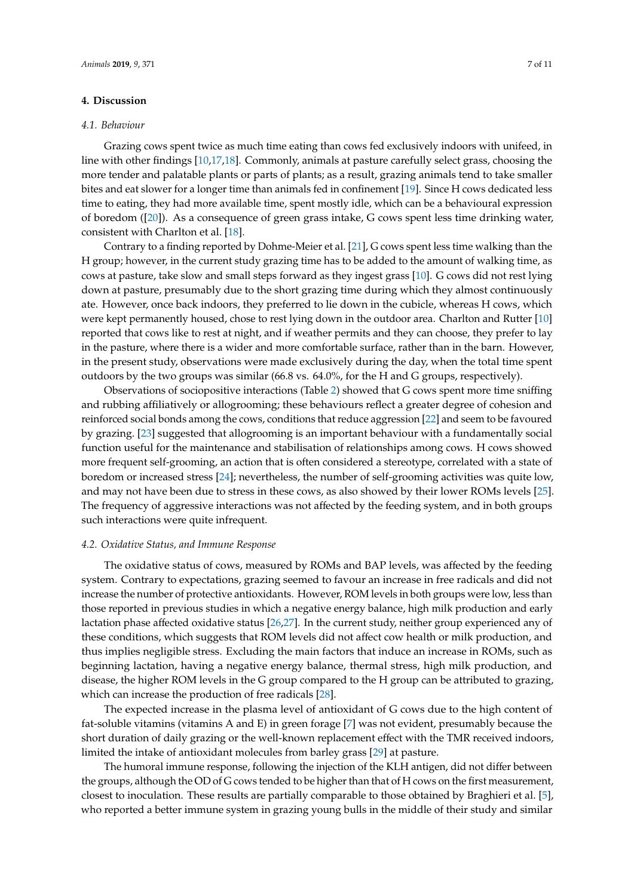## 4. Discussion

### *4.1. Behaviour*

Grazing cows spent twice as much time eating than cows fed exclusively indoors with unifeed, in line with other findings [10,17,18]. Commonly, animals at pasture carefully select grass, choosing the more tender and palatable plants or parts of plants; as a result, grazing animals tend to take smaller bites and eat slower for a longer time than animals fed in confinement [19]. Since H cows dedicated less time to eating, they had more available time, spent mostly idle, which can be a behavioural expression of boredom ([20]). As a consequence of green grass intake, G cows spent less time drinking water, consistent with Charlton et al. [18].

Contrary to a finding reported by Dohme-Meier et al. [21], G cows spent less time walking than the H group; however, in the current study grazing time has to be added to the amount of walking time, as cows at pasture, take slow and small steps forward as they ingest grass [10]. G cows did not rest lying down at pasture, presumably due to the short grazing time during which they almost continuously ate. However, once back indoors, they preferred to lie down in the cubicle, whereas H cows, which were kept permanently housed, chose to rest lying down in the outdoor area. Charlton and Rutter [10] reported that cows like to rest at night, and if weather permits and they can choose, they prefer to lay in the pasture, where there is a wider and more comfortable surface, rather than in the barn. However, in the present study, observations were made exclusively during the day, when the total time spent outdoors by the two groups was similar (66.8 vs. 64.0%, for the H and G groups, respectively).

Observations of sociopositive interactions (Table 2) showed that G cows spent more time sniffing and rubbing affiliatively or allogrooming; these behaviours reflect a greater degree of cohesion and reinforced social bonds among the cows, conditions that reduce aggression [22] and seem to be favoured by grazing. [23] suggested that allogrooming is an important behaviour with a fundamentally social function useful for the maintenance and stabilisation of relationships among cows. H cows showed more frequent self-grooming, an action that is often considered a stereotype, correlated with a state of boredom or increased stress [24]; nevertheless, the number of self-grooming activities was quite low, and may not have been due to stress in these cows, as also showed by their lower ROMs levels [25]. The frequency of aggressive interactions was not affected by the feeding system, and in both groups such interactions were quite infrequent.

### *4.2. Oxidative Status, and Immune Response*

The oxidative status of cows, measured by ROMs and BAP levels, was affected by the feeding system. Contrary to expectations, grazing seemed to favour an increase in free radicals and did not increase the number of protective antioxidants. However, ROM levels in both groups were low, less than those reported in previous studies in which a negative energy balance, high milk production and early lactation phase affected oxidative status [26,27]. In the current study, neither group experienced any of these conditions, which suggests that ROM levels did not affect cow health or milk production, and thus implies negligible stress. Excluding the main factors that induce an increase in ROMs, such as beginning lactation, having a negative energy balance, thermal stress, high milk production, and disease, the higher ROM levels in the G group compared to the H group can be attributed to grazing, which can increase the production of free radicals [28].

The expected increase in the plasma level of antioxidant of G cows due to the high content of fat-soluble vitamins (vitamins A and E) in green forage [7] was not evident, presumably because the short duration of daily grazing or the well-known replacement effect with the TMR received indoors, limited the intake of antioxidant molecules from barley grass [29] at pasture.

The humoral immune response, following the injection of the KLH antigen, did not differ between the groups, although the OD of G cows tended to be higher than that of H cows on the first measurement, closest to inoculation. These results are partially comparable to those obtained by Braghieri et al. [5], who reported a better immune system in grazing young bulls in the middle of their study and similar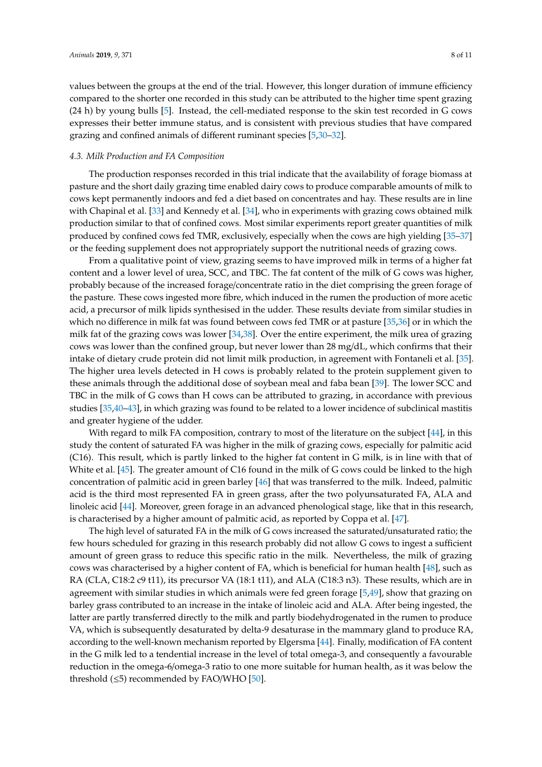values between the groups at the end of the trial. However, this longer duration of immune efficiency compared to the shorter one recorded in this study can be attributed to the higher time spent grazing (24 h) by young bulls [5]. Instead, the cell-mediated response to the skin test recorded in G cows expresses their better immune status, and is consistent with previous studies that have compared grazing and confined animals of different ruminant species [5,30–32].

### *4.3. Milk Production and FA Composition*

The production responses recorded in this trial indicate that the availability of forage biomass at pasture and the short daily grazing time enabled dairy cows to produce comparable amounts of milk to cows kept permanently indoors and fed a diet based on concentrates and hay. These results are in line with Chapinal et al. [33] and Kennedy et al. [34], who in experiments with grazing cows obtained milk production similar to that of confined cows. Most similar experiments report greater quantities of milk produced by confined cows fed TMR, exclusively, especially when the cows are high yielding [35–37] or the feeding supplement does not appropriately support the nutritional needs of grazing cows.

From a qualitative point of view, grazing seems to have improved milk in terms of a higher fat content and a lower level of urea, SCC, and TBC. The fat content of the milk of G cows was higher, probably because of the increased forage/concentrate ratio in the diet comprising the green forage of the pasture. These cows ingested more fibre, which induced in the rumen the production of more acetic acid, a precursor of milk lipids synthesised in the udder. These results deviate from similar studies in which no difference in milk fat was found between cows fed TMR or at pasture [35,36] or in which the milk fat of the grazing cows was lower [34,38]. Over the entire experiment, the milk urea of grazing cows was lower than the confined group, but never lower than 28 mg/dL, which confirms that their intake of dietary crude protein did not limit milk production, in agreement with Fontaneli et al. [35]. The higher urea levels detected in H cows is probably related to the protein supplement given to these animals through the additional dose of soybean meal and faba bean [39]. The lower SCC and TBC in the milk of G cows than H cows can be attributed to grazing, in accordance with previous studies [35,40–43], in which grazing was found to be related to a lower incidence of subclinical mastitis and greater hygiene of the udder.

With regard to milk FA composition, contrary to most of the literature on the subject [44], in this study the content of saturated FA was higher in the milk of grazing cows, especially for palmitic acid (C16). This result, which is partly linked to the higher fat content in G milk, is in line with that of White et al. [45]. The greater amount of C16 found in the milk of G cows could be linked to the high concentration of palmitic acid in green barley [46] that was transferred to the milk. Indeed, palmitic acid is the third most represented FA in green grass, after the two polyunsaturated FA, ALA and linoleic acid [44]. Moreover, green forage in an advanced phenological stage, like that in this research, is characterised by a higher amount of palmitic acid, as reported by Coppa et al. [47].

The high level of saturated FA in the milk of G cows increased the saturated/unsaturated ratio; the few hours scheduled for grazing in this research probably did not allow G cows to ingest a sufficient amount of green grass to reduce this specific ratio in the milk. Nevertheless, the milk of grazing cows was characterised by a higher content of FA, which is beneficial for human health [48], such as RA (CLA, C18:2 c9 t11), its precursor VA (18:1 t11), and ALA (C18:3 n3). These results, which are in agreement with similar studies in which animals were fed green forage [5,49], show that grazing on barley grass contributed to an increase in the intake of linoleic acid and ALA. After being ingested, the latter are partly transferred directly to the milk and partly biodehydrogenated in the rumen to produce VA, which is subsequently desaturated by delta-9 desaturase in the mammary gland to produce RA, according to the well-known mechanism reported by Elgersma [44]. Finally, modification of FA content in the G milk led to a tendential increase in the level of total omega-3, and consequently a favourable reduction in the omega-6/omega-3 ratio to one more suitable for human health, as it was below the threshold ($\leq$5) recommended by FAO/WHO [50].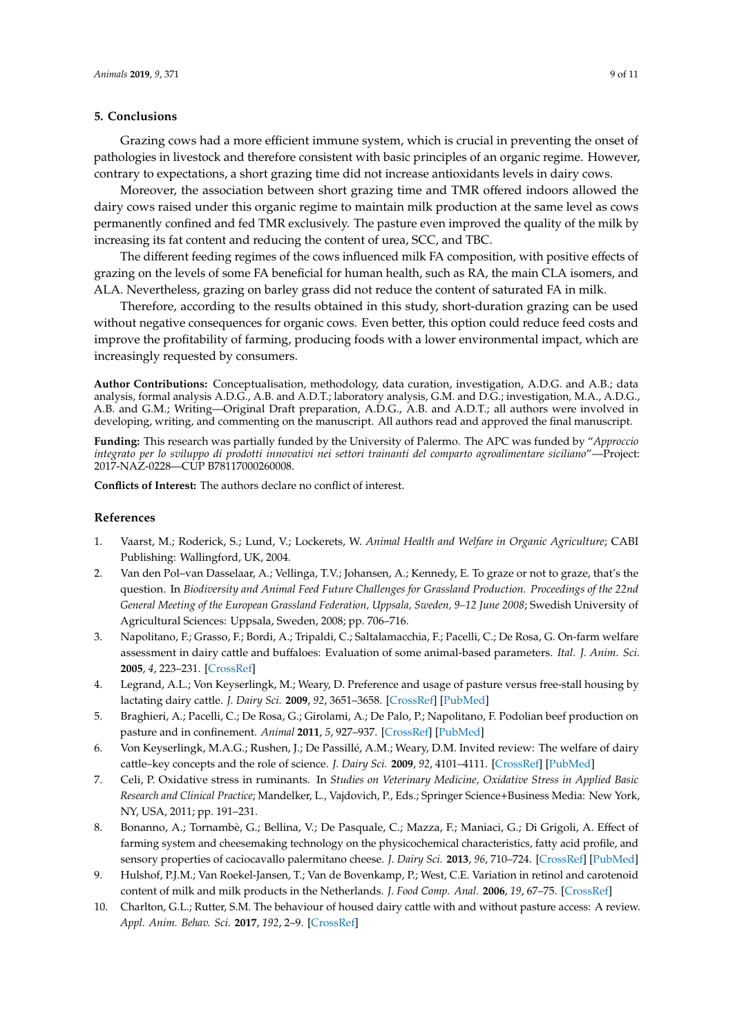## 5. Conclusions

Grazing cows had a more efficient immune system, which is crucial in preventing the onset of pathologies in livestock and therefore consistent with basic principles of an organic regime. However, contrary to expectations, a short grazing time did not increase antioxidants levels in dairy cows.

Moreover, the association between short grazing time and TMR offered indoors allowed the dairy cows raised under this organic regime to maintain milk production at the same level as cows permanently confined and fed TMR exclusively. The pasture even improved the quality of the milk by increasing its fat content and reducing the content of urea, SCC, and TBC.

The different feeding regimes of the cows influenced milk FA composition, with positive effects of grazing on the levels of some FA beneficial for human health, such as RA, the main CLA isomers, and ALA. Nevertheless, grazing on barley grass did not reduce the content of saturated FA in milk.

Therefore, according to the results obtained in this study, short-duration grazing can be used without negative consequences for organic cows. Even better, this option could reduce feed costs and improve the profitability of farming, producing foods with a lower environmental impact, which are increasingly requested by consumers.

**Author Contributions:** Conceptualisation, methodology, data curation, investigation, A.D.G. and A.B.; data analysis, formal analysis A.D.G., A.B. and A.D.T.; laboratory analysis, G.M. and D.G.; investigation, M.A., A.D.G., A.B. and G.M.; Writing—Original Draft preparation, A.D.G., A.B. and A.D.T.; all authors were involved in developing, writing, and commenting on the manuscript. All authors read and approved the final manuscript.

**Funding:** This research was partially funded by the University of Palermo. The APC was funded by "*Approccio integrato per lo sviluppo di prodotti innovativi nei settori trainanti del comparto agroalimentare siciliano*"—Project: 2017-NAZ-0228—CUP B78117000260008.

**Conflicts of Interest:** The authors declare no conflict of interest.

## References

1. Vaarst, M.; Roderick, S.; Lund, V.; Lockerets, W. *Animal Health and Welfare in Organic Agriculture*; CABI Publishing: Wallingford, UK, 2004.
2. Van den Pol–van Dasselaar, A.; Vellinga, T.V.; Johansen, A.; Kennedy, E. To graze or not to graze, that's the question. In *Biodiversity and Animal Feed Future Challenges for Grassland Production. Proceedings of the 22nd General Meeting of the European Grassland Federation, Uppsala, Sweden, 9–12 June 2008*; Swedish University of Agricultural Sciences: Uppsala, Sweden, 2008; pp. 706–716.
3. Napolitano, F.; Grasso, F.; Bordi, A.; Tripaldi, C.; Saltalamacchia, F.; Pacelli, C.; De Rosa, G. On-farm welfare assessment in dairy cattle and buffaloes: Evaluation of some animal-based parameters. *Ital. J. Anim. Sci.* **2005**, *4*, 223–231. [CrossRef]
4. Legrand, A.L.; Von Keyserlingk, M.; Weary, D. Preference and usage of pasture versus free-stall housing by lactating dairy cattle. *J. Dairy Sci.* **2009**, *92*, 3651–3658. [CrossRef] [PubMed]
5. Braghieri, A.; Pacelli, C.; De Rosa, G.; Girolami, A.; De Palo, P.; Napolitano, F. Podolian beef production on pasture and in confinement. *Animal* **2011**, *5*, 927–937. [CrossRef] [PubMed]
6. Von Keyserlingk, M.A.G.; Rushen, J.; De Passillé, A.M.; Weary, D.M. Invited review: The welfare of dairy cattle–key concepts and the role of science. *J. Dairy Sci.* **2009**, *92*, 4101–4111. [CrossRef] [PubMed]
7. Celi, P. Oxidative stress in ruminants. In *Studies on Veterinary Medicine, Oxidative Stress in Applied Basic Research and Clinical Practice*; Mandelker, L., Vajdovich, P., Eds.; Springer Science+Business Media: New York, NY, USA, 2011; pp. 191–231.
8. Bonanno, A.; Tornambè, G.; Bellina, V.; De Pasquale, C.; Mazza, F.; Maniaci, G.; Di Grigoli, A. Effect of farming system and cheesemaking technology on the physicochemical characteristics, fatty acid profile, and sensory properties of caciocavallo palermitano cheese. *J. Dairy Sci.* **2013**, *96*, 710–724. [CrossRef] [PubMed]
9. Hulshof, P.J.M.; Van Roekel-Jansen, T.; Van de Bovenkamp, P.; West, C.E. Variation in retinol and carotenoid content of milk and milk products in the Netherlands. *J. Food Comp. Anal.* **2006**, *19*, 67–75. [CrossRef]
10. Charlton, G.L.; Rutter, S.M. The behaviour of housed dairy cattle with and without pasture access: A review. *Appl. Anim. Behav. Sci.* **2017**, *192*, 2–9. [CrossRef]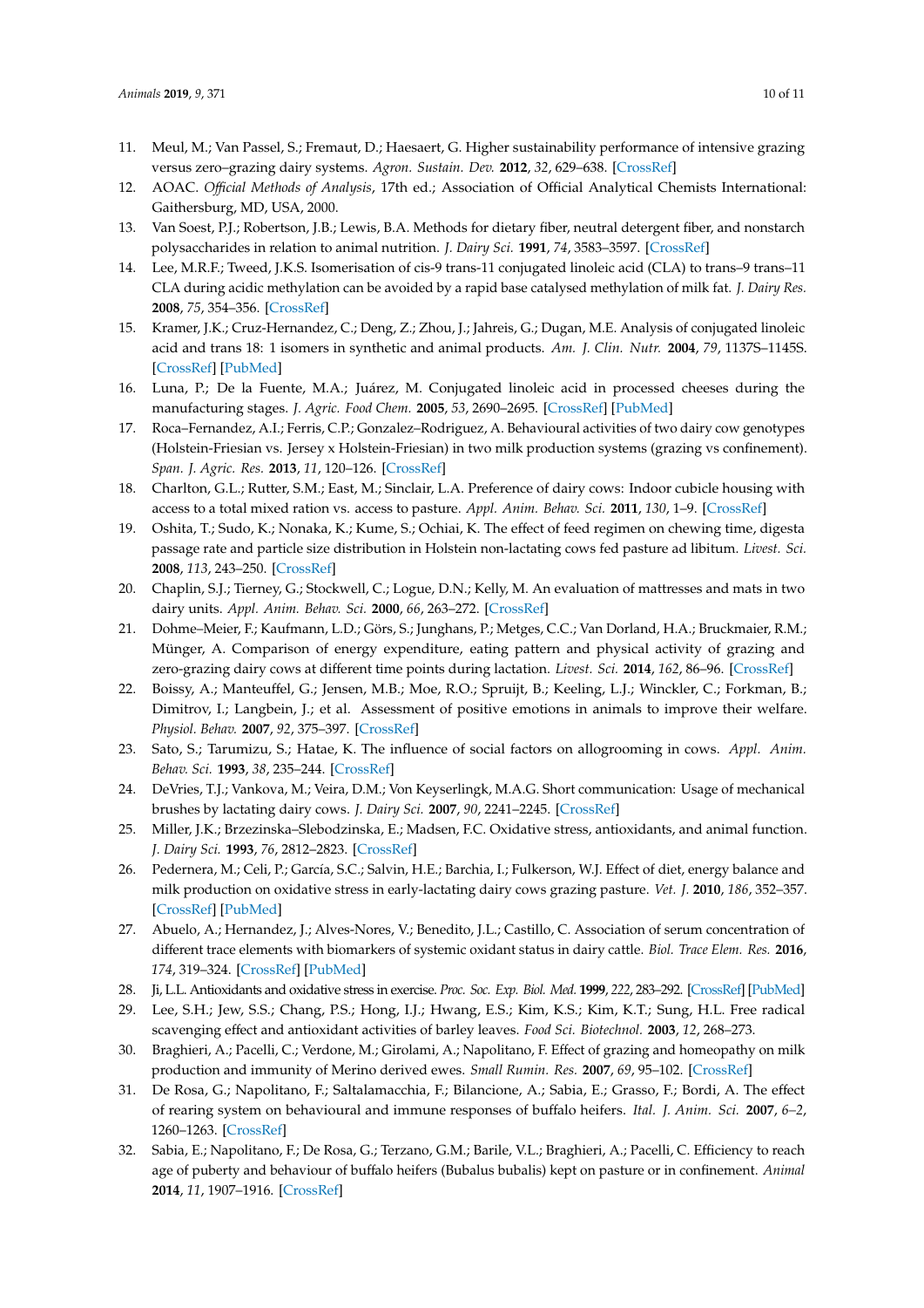11. Meul, M.; Van Passel, S.; Fremaut, D.; Haesaert, G. Higher sustainability performance of intensive grazing versus zero–grazing dairy systems. *Agron. Sustain. Dev.* **2012**, *32*, 629–638. [CrossRef]
12. AOAC. *Official Methods of Analysis*, 17th ed.; Association of Official Analytical Chemists International: Gaithersburg, MD, USA, 2000.
13. Van Soest, P.J.; Robertson, J.B.; Lewis, B.A. Methods for dietary fiber, neutral detergent fiber, and nonstarch polysaccharides in relation to animal nutrition. *J. Dairy Sci.* **1991**, *74*, 3583–3597. [CrossRef]
14. Lee, M.R.F.; Tweed, J.K.S. Isomerisation of cis-9 trans-11 conjugated linoleic acid (CLA) to trans–9 trans–11 CLA during acidic methylation can be avoided by a rapid base catalysed methylation of milk fat. *J. Dairy Res.* **2008**, *75*, 354–356. [CrossRef]
15. Kramer, J.K.; Cruz-Hernandez, C.; Deng, Z.; Zhou, J.; Jahreis, G.; Dugan, M.E. Analysis of conjugated linoleic acid and trans 18: 1 isomers in synthetic and animal products. *Am. J. Clin. Nutr.* **2004**, *79*, 1137S–1145S. [CrossRef] [PubMed]
16. Luna, P.; De la Fuente, M.A.; Juárez, M. Conjugated linoleic acid in processed cheeses during the manufacturing stages. *J. Agric. Food Chem.* **2005**, *53*, 2690–2695. [CrossRef] [PubMed]
17. Roca–Fernandez, A.I.; Ferris, C.P.; Gonzalez–Rodriguez, A. Behavioural activities of two dairy cow genotypes (Holstein-Friesian vs. Jersey x Holstein-Friesian) in two milk production systems (grazing vs confinement). *Span. J. Agric. Res.* **2013**, *11*, 120–126. [CrossRef]
18. Charlton, G.L.; Rutter, S.M.; East, M.; Sinclair, L.A. Preference of dairy cows: Indoor cubicle housing with access to a total mixed ration vs. access to pasture. *Appl. Anim. Behav. Sci.* **2011**, *130*, 1–9. [CrossRef]
19. Oshita, T.; Sudo, K.; Nonaka, K.; Kume, S.; Ochiai, K. The effect of feed regimen on chewing time, digesta passage rate and particle size distribution in Holstein non-lactating cows fed pasture ad libitum. *Livest. Sci.* **2008**, *113*, 243–250. [CrossRef]
20. Chaplin, S.J.; Tierney, G.; Stockwell, C.; Logue, D.N.; Kelly, M. An evaluation of mattresses and mats in two dairy units. *Appl. Anim. Behav. Sci.* **2000**, *66*, 263–272. [CrossRef]
21. Dohme–Meier, F.; Kaufmann, L.D.; Görs, S.; Junghans, P.; Metges, C.C.; Van Dorland, H.A.; Bruckmaier, R.M.; Münger, A. Comparison of energy expenditure, eating pattern and physical activity of grazing and zero-grazing dairy cows at different time points during lactation. *Livest. Sci.* **2014**, *162*, 86–96. [CrossRef]
22. Boissy, A.; Manteuffel, G.; Jensen, M.B.; Moe, R.O.; Spruijt, B.; Keeling, L.J.; Winckler, C.; Forkman, B.; Dimitrov, I.; Langbein, J.; et al. Assessment of positive emotions in animals to improve their welfare. *Physiol. Behav.* **2007**, *92*, 375–397. [CrossRef]
23. Sato, S.; Tarumizu, S.; Hatae, K. The influence of social factors on allogrooming in cows. *Appl. Anim. Behav. Sci.* **1993**, *38*, 235–244. [CrossRef]
24. DeVries, T.J.; Vankova, M.; Veira, D.M.; Von Keyserlingk, M.A.G. Short communication: Usage of mechanical brushes by lactating dairy cows. *J. Dairy Sci.* **2007**, *90*, 2241–2245. [CrossRef]
25. Miller, J.K.; Brzezinska–Slebodzinska, E.; Madsen, F.C. Oxidative stress, antioxidants, and animal function. *J. Dairy Sci.* **1993**, *76*, 2812–2823. [CrossRef]
26. Pedernera, M.; Celi, P.; García, S.C.; Salvin, H.E.; Barchia, I.; Fulkerson, W.J. Effect of diet, energy balance and milk production on oxidative stress in early-lactating dairy cows grazing pasture. *Vet. J.* **2010**, *186*, 352–357. [CrossRef] [PubMed]
27. Abuelo, A.; Hernandez, J.; Alves-Nores, V.; Benedito, J.L.; Castillo, C. Association of serum concentration of different trace elements with biomarkers of systemic oxidant status in dairy cattle. *Biol. Trace Elem. Res.* **2016**, *174*, 319–324. [CrossRef] [PubMed]
28. Ji, L.L. Antioxidants and oxidative stress in exercise. *Proc. Soc. Exp. Biol. Med.* **1999**, *222*, 283–292. [CrossRef] [PubMed]
29. Lee, S.H.; Jew, S.S.; Chang, P.S.; Hong, I.J.; Hwang, E.S.; Kim, K.S.; Kim, K.T.; Sung, H.L. Free radical scavenging effect and antioxidant activities of barley leaves. *Food Sci. Biotechnol.* **2003**, *12*, 268–273.
30. Braghieri, A.; Pacelli, C.; Verdone, M.; Girolami, A.; Napolitano, F. Effect of grazing and homeopathy on milk production and immunity of Merino derived ewes. *Small Rumin. Res.* **2007**, *69*, 95–102. [CrossRef]
31. De Rosa, G.; Napolitano, F.; Saltalamacchia, F.; Bilancione, A.; Sabia, E.; Grasso, F.; Bordi, A. The effect of rearing system on behavioural and immune responses of buffalo heifers. *Ital. J. Anim. Sci.* **2007**, *6–2*, 1260–1263. [CrossRef]
32. Sabia, E.; Napolitano, F.; De Rosa, G.; Terzano, G.M.; Barile, V.L.; Braghieri, A.; Pacelli, C. Efficiency to reach age of puberty and behaviour of buffalo heifers (Bubalus bubalis) kept on pasture or in confinement. *Animal* **2014**, *11*, 1907–1916. [CrossRef]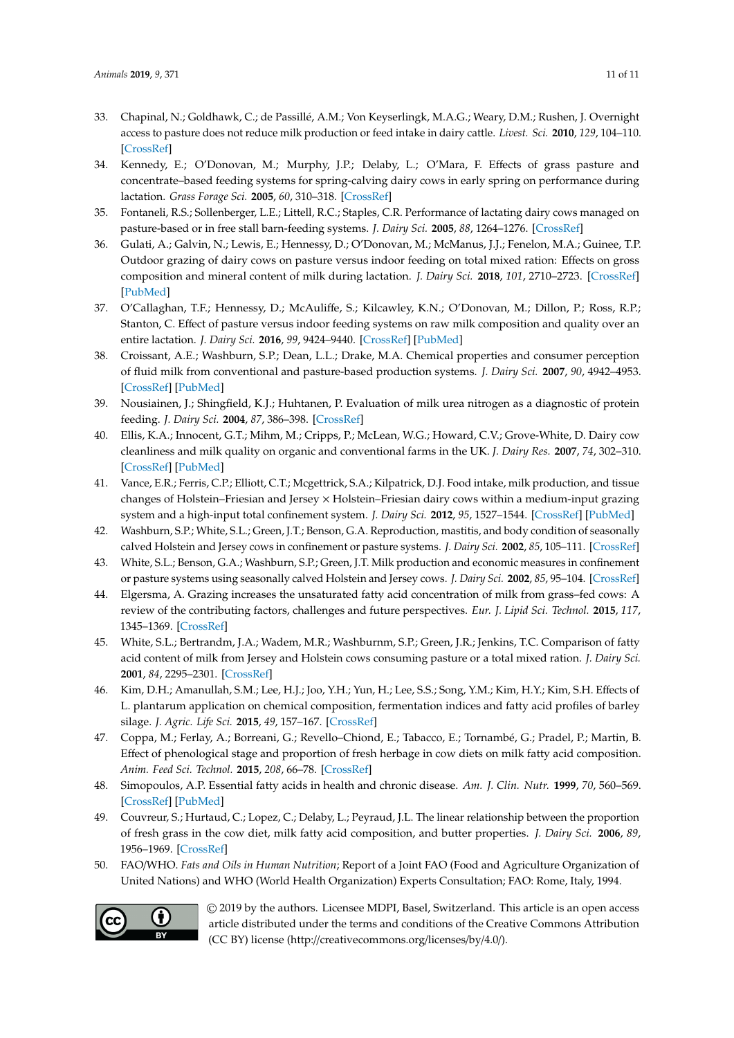33. Chapinal, N.; Goldhawk, C.; de Passillé, A.M.; Von Keyserlingk, M.A.G.; Weary, D.M.; Rushen, J. Overnight access to pasture does not reduce milk production or feed intake in dairy cattle. *Livest. Sci.* **2010**, *129*, 104–110. [CrossRef]
34. Kennedy, E.; O'Donovan, M.; Murphy, J.P.; Delaby, L.; O'Mara, F. Effects of grass pasture and concentrate–based feeding systems for spring-calving dairy cows in early spring on performance during lactation. *Grass Forage Sci.* **2005**, *60*, 310–318. [CrossRef]
35. Fontaneli, R.S.; Sollenberger, L.E.; Littell, R.C.; Staples, C.R. Performance of lactating dairy cows managed on pasture-based or in free stall barn-feeding systems. *J. Dairy Sci.* **2005**, *88*, 1264–1276. [CrossRef]
36. Gulati, A.; Galvin, N.; Lewis, E.; Hennessy, D.; O'Donovan, M.; McManus, J.J.; Fenelon, M.A.; Guinee, T.P. Outdoor grazing of dairy cows on pasture versus indoor feeding on total mixed ration: Effects on gross composition and mineral content of milk during lactation. *J. Dairy Sci.* **2018**, *101*, 2710–2723. [CrossRef] [PubMed]
37. O'Callaghan, T.F.; Hennessy, D.; McAuliffe, S.; Kilcawley, K.N.; O'Donovan, M.; Dillon, P.; Ross, R.P.; Stanton, C. Effect of pasture versus indoor feeding systems on raw milk composition and quality over an entire lactation. *J. Dairy Sci.* **2016**, *99*, 9424–9440. [CrossRef] [PubMed]
38. Croissant, A.E.; Washburn, S.P.; Dean, L.L.; Drake, M.A. Chemical properties and consumer perception of fluid milk from conventional and pasture-based production systems. *J. Dairy Sci.* **2007**, *90*, 4942–4953. [CrossRef] [PubMed]
39. Nousiainen, J.; Shingfield, K.J.; Huhtanen, P. Evaluation of milk urea nitrogen as a diagnostic of protein feeding. *J. Dairy Sci.* **2004**, *87*, 386–398. [CrossRef]
40. Ellis, K.A.; Innocent, G.T.; Mihm, M.; Cripps, P.; McLean, W.G.; Howard, C.V.; Grove-White, D. Dairy cow cleanliness and milk quality on organic and conventional farms in the UK. *J. Dairy Res.* **2007**, *74*, 302–310. [CrossRef] [PubMed]
41. Vance, E.R.; Ferris, C.P.; Elliott, C.T.; Mcgettrick, S.A.; Kilpatrick, D.J. Food intake, milk production, and tissue changes of Holstein–Friesian and Jersey × Holstein–Friesian dairy cows within a medium-input grazing system and a high-input total confinement system. *J. Dairy Sci.* **2012**, *95*, 1527–1544. [CrossRef] [PubMed]
42. Washburn, S.P.; White, S.L.; Green, J.T.; Benson, G.A. Reproduction, mastitis, and body condition of seasonally calved Holstein and Jersey cows in confinement or pasture systems. *J. Dairy Sci.* **2002**, *85*, 105–111. [CrossRef]
43. White, S.L.; Benson, G.A.; Washburn, S.P.; Green, J.T. Milk production and economic measures in confinement or pasture systems using seasonally calved Holstein and Jersey cows. *J. Dairy Sci.* **2002**, *85*, 95–104. [CrossRef]
44. Elgersma, A. Grazing increases the unsaturated fatty acid concentration of milk from grass–fed cows: A review of the contributing factors, challenges and future perspectives. *Eur. J. Lipid Sci. Technol.* **2015**, *117*, 1345–1369. [CrossRef]
45. White, S.L.; Bertrandm, J.A.; Wadem, M.R.; Washburnm, S.P.; Green, J.R.; Jenkins, T.C. Comparison of fatty acid content of milk from Jersey and Holstein cows consuming pasture or a total mixed ration. *J. Dairy Sci.* **2001**, *84*, 2295–2301. [CrossRef]
46. Kim, D.H.; Amanullah, S.M.; Lee, H.J.; Joo, Y.H.; Yun, H.; Lee, S.S.; Song, Y.M.; Kim, H.Y.; Kim, S.H. Effects of L. plantarum application on chemical composition, fermentation indices and fatty acid profiles of barley silage. *J. Agric. Life Sci.* **2015**, *49*, 157–167. [CrossRef]
47. Coppa, M.; Ferlay, A.; Borreani, G.; Revello–Chiond, E.; Tabacco, E.; Tornambé, G.; Pradel, P.; Martin, B. Effect of phenological stage and proportion of fresh herbage in cow diets on milk fatty acid composition. *Anim. Feed Sci. Technol.* **2015**, *208*, 66–78. [CrossRef]
48. Simopoulos, A.P. Essential fatty acids in health and chronic disease. *Am. J. Clin. Nutr.* **1999**, *70*, 560–569. [CrossRef] [PubMed]
49. Couvreur, S.; Hurtaud, C.; Lopez, C.; Delaby, L.; Peyraud, J.L. The linear relationship between the proportion of fresh grass in the cow diet, milk fatty acid composition, and butter properties. *J. Dairy Sci.* **2006**, *89*, 1956–1969. [CrossRef]
50. FAO/WHO. *Fats and Oils in Human Nutrition*; Report of a Joint FAO (Food and Agriculture Organization of United Nations) and WHO (World Health Organization) Experts Consultation; FAO: Rome, Italy, 1994.

© 2019 by the authors. Licensee MDPI, Basel, Switzerland. This article is an open access article distributed under the terms and conditions of the Creative Commons Attribution (CC BY) license (http://creativecommons.org/licenses/by/4.0/).